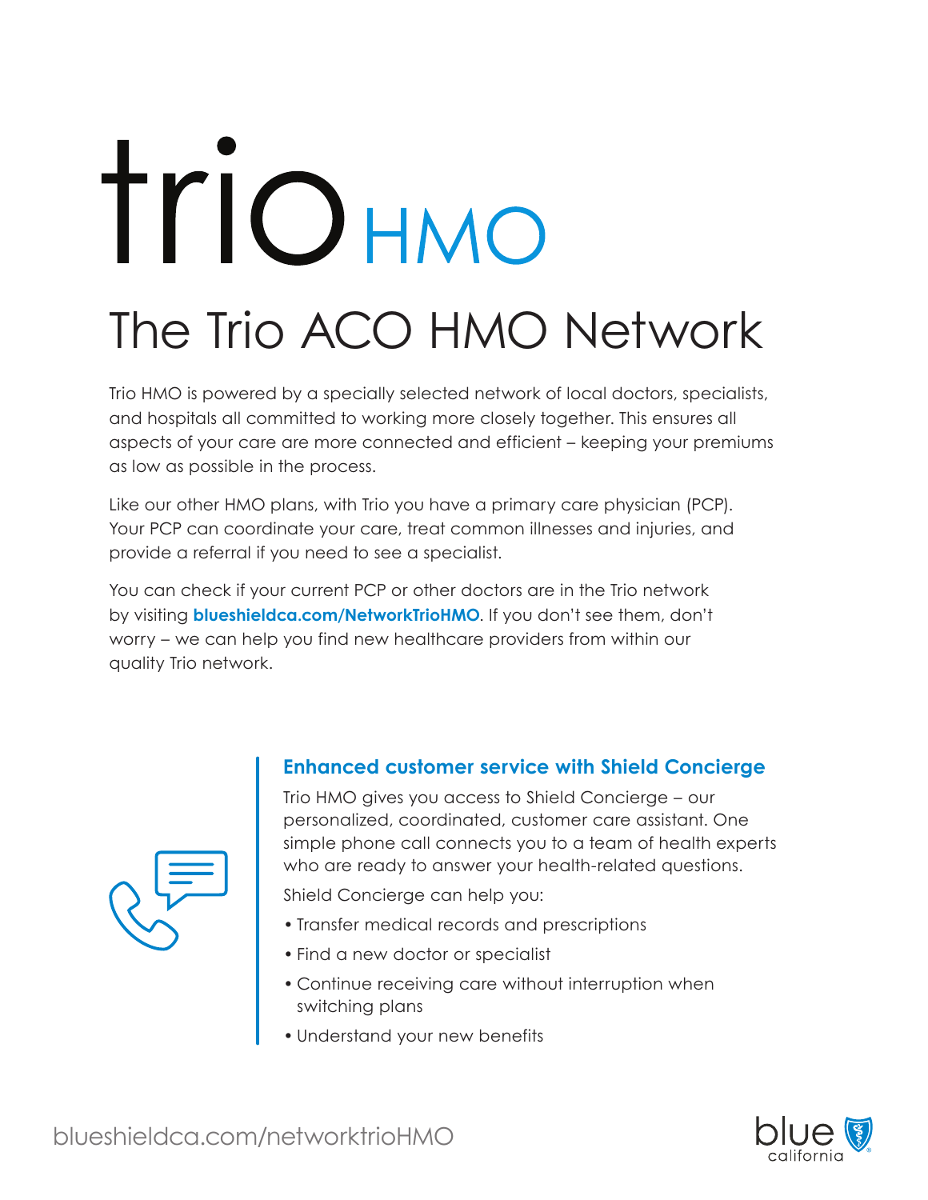# trio HMO

## The Trio ACO HMO Network

Trio HMO is powered by a specially selected network of local doctors, specialists, and hospitals all committed to working more closely together. This ensures all aspects of your care are more connected and efficient – keeping your premiums as low as possible in the process.

Like our other HMO plans, with Trio you have a primary care physician (PCP). Your PCP can coordinate your care, treat common illnesses and injuries, and provide a referral if you need to see a specialist.

You can check if your current PCP or other doctors are in the Trio network by visiting **blueshieldca.com/NetworkTrioHMO**. If you don't see them, don't worry – we can help you find new healthcare providers from within our quality Trio network.

### Enhanced customer service with Shield Concierge

Trio HMO gives you access to Shield Concierge – our personalized, coordinated, customer care assistant. One simple phone call connects you to a team of health experts who are ready to answer your health-related questions.

Shield Concierge can help you:

- Transfer medical records and prescriptions
- Find a new doctor or specialist
- Continue receiving care without interruption when switching plans
- Understand your new benefits

blueshieldca.com/networktrioHMO

blue california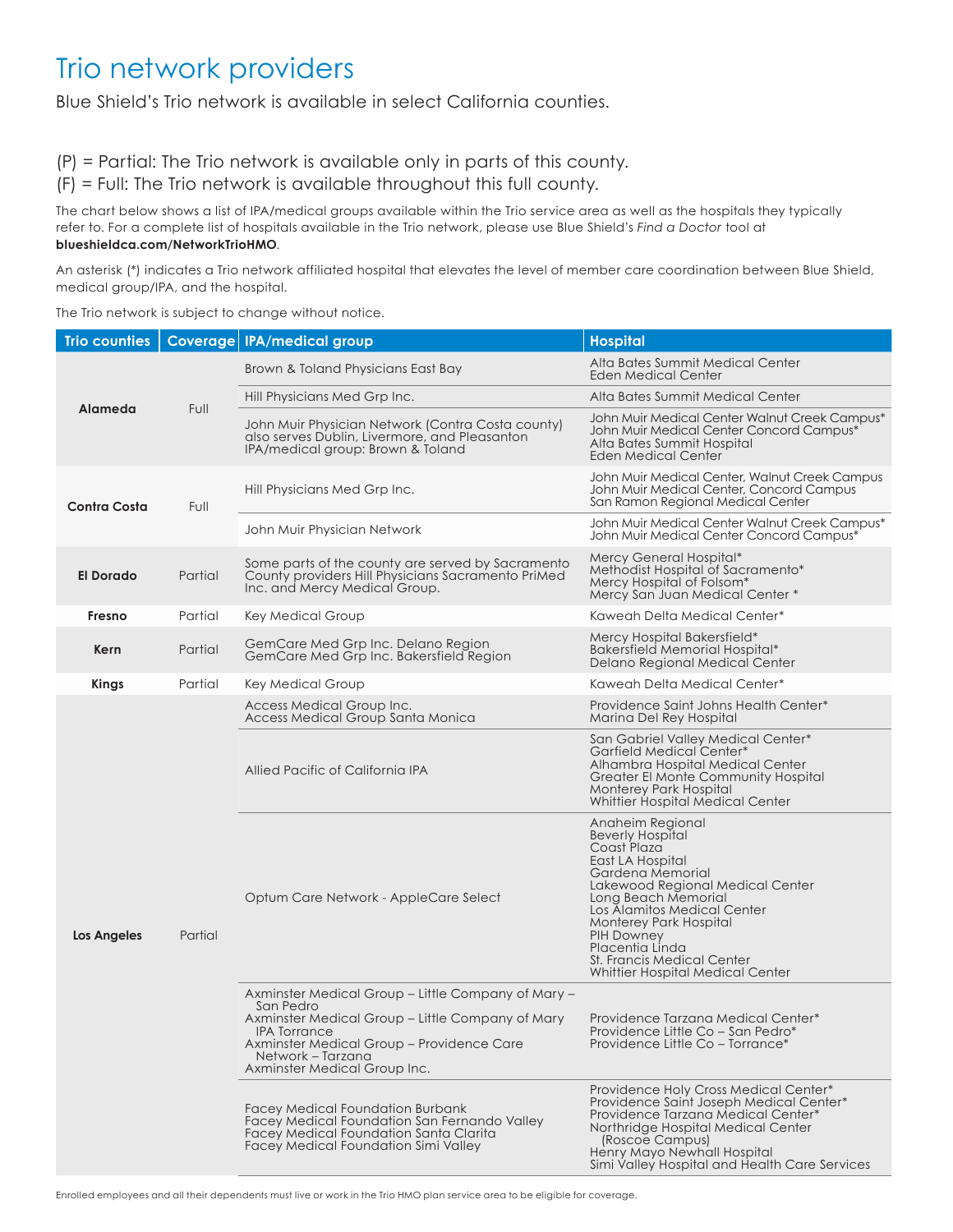# Trio network providers

Blue Shield's Trio network is available in select California counties.

(P) = Partial: The Trio network is available only in parts of this county.
(F) = Full: The Trio network is available throughout this full county.

The chart below shows a list of IPA/medical groups available within the Trio service area as well as the hospitals they typically refer to. For a complete list of hospitals available in the Trio network, please use Blue Shield's *Find a Doctor* tool at **blueshieldca.com/NetworkTrioHMO**.

An asterisk (*) indicates a Trio network affiliated hospital that elevates the level of member care coordination between Blue Shield, medical group/IPA, and the hospital.

The Trio network is subject to change without notice.

| Trio counties | Coverage | IPA/medical group | Hospital |
|---|---|---|---|
| **Alameda** | Full | Brown & Toland Physicians East Bay | Alta Bates Summit Medical Center<br>Eden Medical Center |
| | | Hill Physicians Med Grp Inc. | Alta Bates Summit Medical Center |
| | | John Muir Physician Network (Contra Costa county) also serves Dublin, Livermore, and Pleasanton<br>IPA/medical group: Brown & Toland | John Muir Medical Center Walnut Creek Campus*<br>John Muir Medical Center Concord Campus*<br>Alta Bates Summit Hospital<br>Eden Medical Center |
| **Contra Costa** | Full | Hill Physicians Med Grp Inc. | John Muir Medical Center, Walnut Creek Campus<br>John Muir Medical Center, Concord Campus<br>San Ramon Regional Medical Center |
| | | John Muir Physician Network | John Muir Medical Center Walnut Creek Campus*<br>John Muir Medical Center Concord Campus* |
| **El Dorado** | Partial | Some parts of the county are served by Sacramento County providers Hill Physicians Sacramento PriMed Inc. and Mercy Medical Group. | Mercy General Hospital*<br>Methodist Hospital of Sacramento*<br>Mercy Hospital of Folsom*<br>Mercy San Juan Medical Center * |
| **Fresno** | Partial | Key Medical Group | Kaweah Delta Medical Center* |
| **Kern** | Partial | GemCare Med Grp Inc. Delano Region<br>GemCare Med Grp Inc. Bakersfield Region | Mercy Hospital Bakersfield*<br>Bakersfield Memorial Hospital*<br>Delano Regional Medical Center |
| **Kings** | Partial | Key Medical Group | Kaweah Delta Medical Center* |
| **Los Angeles** | Partial | Access Medical Group Inc.<br>Access Medical Group Santa Monica | Providence Saint Johns Health Center*<br>Marina Del Rey Hospital |
| | | Allied Pacific of California IPA | San Gabriel Valley Medical Center*<br>Garfield Medical Center*<br>Alhambra Hospital Medical Center<br>Greater El Monte Community Hospital<br>Monterey Park Hospital<br>Whittier Hospital Medical Center |
| | | Optum Care Network - AppleCare Select | Anaheim Regional<br>Beverly Hospital<br>Coast Plaza<br>East LA Hospital<br>Gardena Memorial<br>Lakewood Regional Medical Center<br>Long Beach Memorial<br>Los Alamitos Medical Center<br>Monterey Park Hospital<br>PIH Downey<br>Placentia Linda<br>St. Francis Medical Center<br>Whittier Hospital Medical Center |
| | | Axminster Medical Group – Little Company of Mary – San Pedro<br>Axminster Medical Group – Little Company of Mary IPA Torrance<br>Axminster Medical Group – Providence Care Network – Tarzana<br>Axminster Medical Group Inc. | Providence Tarzana Medical Center*<br>Providence Little Co – San Pedro*<br>Providence Little Co – Torrance* |
| | | Facey Medical Foundation Burbank<br>Facey Medical Foundation San Fernando Valley<br>Facey Medical Foundation Santa Clarita<br>Facey Medical Foundation Simi Valley | Providence Holy Cross Medical Center*<br>Providence Saint Joseph Medical Center*<br>Providence Tarzana Medical Center*<br>Northridge Hospital Medical Center (Roscoe Campus)<br>Henry Mayo Newhall Hospital<br>Simi Valley Hospital and Health Care Services |

Enrolled employees and all their dependents must live or work in the Trio HMO plan service area to be eligible for coverage.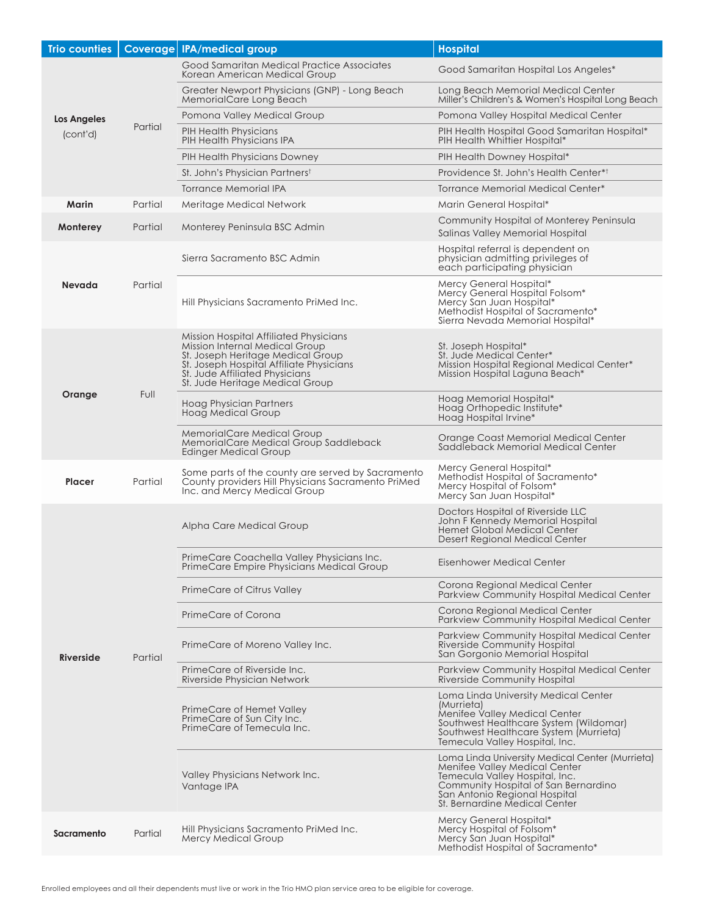| Trio counties | Coverage | IPA/medical group | Hospital |
|---|---|---|---|
| **Los Angeles** (cont'd) | Partial | Good Samaritan Medical Practice Associates<br>Korean American Medical Group | Good Samaritan Hospital Los Angeles* |
| | | Greater Newport Physicians (GNP) - Long Beach<br>MemorialCare Long Beach | Long Beach Memorial Medical Center<br>Miller's Children's & Women's Hospital Long Beach |
| | | Pomona Valley Medical Group | Pomona Valley Hospital Medical Center |
| | | PIH Health Physicians<br>PIH Health Physicians IPA | PIH Health Hospital Good Samaritan Hospital*<br>PIH Health Whittier Hospital* |
| | | PIH Health Physicians Downey | PIH Health Downey Hospital* |
| | | St. John's Physician Partners† | Providence St. John's Health Center*† |
| | | Torrance Memorial IPA | Torrance Memorial Medical Center* |
| **Marin** | Partial | Meritage Medical Network | Marin General Hospital* |
| **Monterey** | Partial | Monterey Peninsula BSC Admin | Community Hospital of Monterey Peninsula<br>Salinas Valley Memorial Hospital |
| **Nevada** | Partial | Sierra Sacramento BSC Admin | Hospital referral is dependent on physician admitting privileges of each participating physician |
| | | Hill Physicians Sacramento PriMed Inc. | Mercy General Hospital*<br>Mercy General Hospital Folsom*<br>Mercy San Juan Hospital*<br>Methodist Hospital of Sacramento*<br>Sierra Nevada Memorial Hospital* |
| **Orange** | Full | Mission Hospital Affiliated Physicians<br>Mission Internal Medical Group<br>St. Joseph Heritage Medical Group<br>St. Joseph Hospital Affiliate Physicians<br>St. Jude Affiliated Physicians<br>St. Jude Heritage Medical Group | St. Joseph Hospital*<br>St. Jude Medical Center*<br>Mission Hospital Regional Medical Center*<br>Mission Hospital Laguna Beach* |
| | | Hoag Physician Partners<br>Hoag Medical Group | Hoag Memorial Hospital*<br>Hoag Orthopedic Institute*<br>Hoag Hospital Irvine* |
| | | MemorialCare Medical Group<br>MemorialCare Medical Group Saddleback<br>Edinger Medical Group | Orange Coast Memorial Medical Center<br>Saddleback Memorial Medical Center |
| **Placer** | Partial | Some parts of the county are served by Sacramento County providers Hill Physicians Sacramento PriMed Inc. and Mercy Medical Group | Mercy General Hospital*<br>Methodist Hospital of Sacramento*<br>Mercy Hospital of Folsom*<br>Mercy San Juan Hospital* |
| **Riverside** | Partial | Alpha Care Medical Group | Doctors Hospital of Riverside LLC<br>John F Kennedy Memorial Hospital<br>Hemet Global Medical Center<br>Desert Regional Medical Center |
| | | PrimeCare Coachella Valley Physicians Inc.<br>PrimeCare Empire Physicians Medical Group | Eisenhower Medical Center |
| | | PrimeCare of Citrus Valley | Corona Regional Medical Center<br>Parkview Community Hospital Medical Center |
| | | PrimeCare of Corona | Corona Regional Medical Center<br>Parkview Community Hospital Medical Center |
| | | PrimeCare of Moreno Valley Inc. | Parkview Community Hospital Medical Center<br>Riverside Community Hospital<br>San Gorgonio Memorial Hospital |
| | | PrimeCare of Riverside Inc.<br>Riverside Physician Network | Parkview Community Hospital Medical Center<br>Riverside Community Hospital |
| | | PrimeCare of Hemet Valley<br>PrimeCare of Sun City Inc.<br>PrimeCare of Temecula Inc. | Loma Linda University Medical Center (Murrieta)<br>Menifee Valley Medical Center<br>Southwest Healthcare System (Wildomar)<br>Southwest Healthcare System (Murrieta)<br>Temecula Valley Hospital, Inc. |
| | | Valley Physicians Network Inc.<br>Vantage IPA | Loma Linda University Medical Center (Murrieta)<br>Menifee Valley Medical Center<br>Temecula Valley Hospital, Inc.<br>Community Hospital of San Bernardino<br>San Antonio Regional Hospital<br>St. Bernardine Medical Center |
| **Sacramento** | Partial | Hill Physicians Sacramento PriMed Inc.<br>Mercy Medical Group | Mercy General Hospital*<br>Mercy Hospital of Folsom*<br>Mercy San Juan Hospital*<br>Methodist Hospital of Sacramento* |

Enrolled employees and all their dependents must live or work in the Trio HMO plan service area to be eligible for coverage.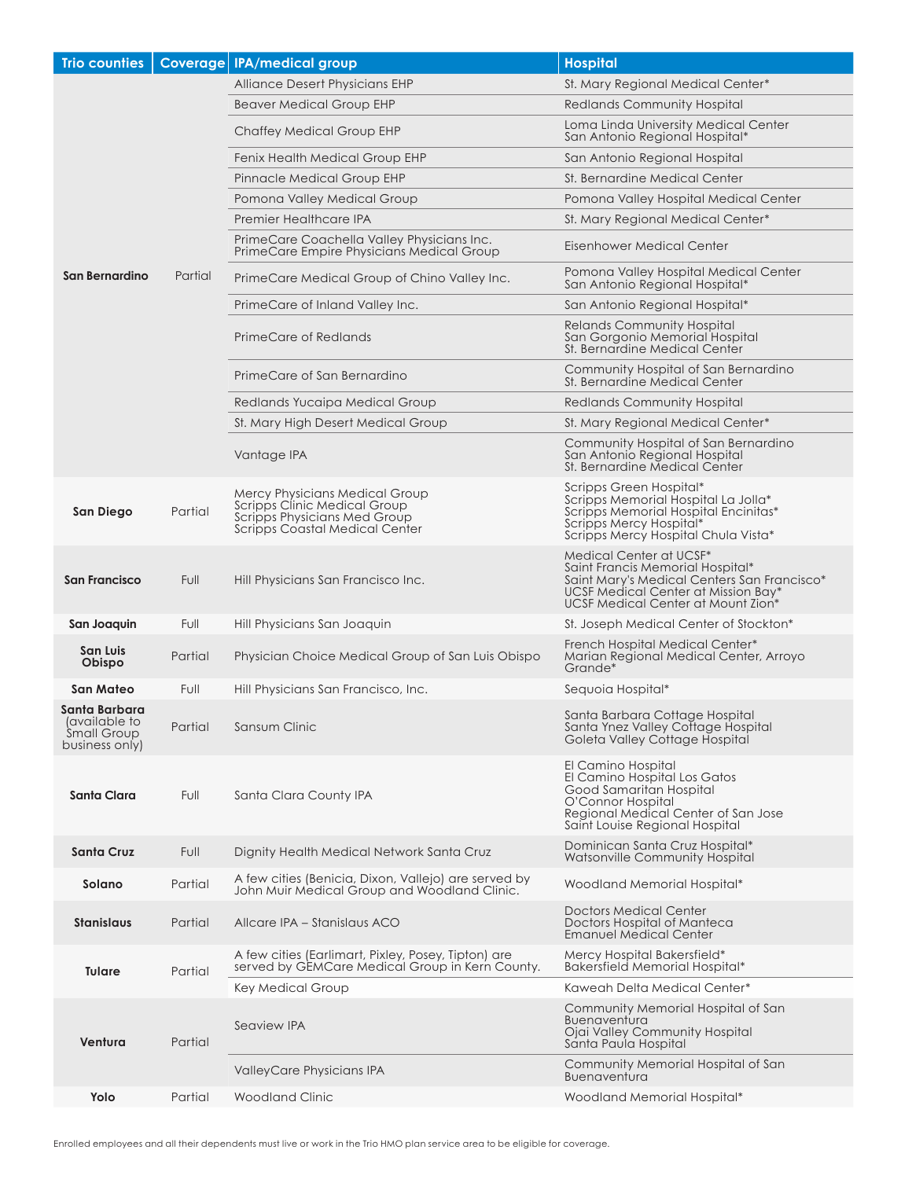| Trio counties | Coverage | IPA/medical group | Hospital |
|---|---|---|---|
| San Bernardino | Partial | Alliance Desert Physicians EHP | St. Mary Regional Medical Center* |
| | | Beaver Medical Group EHP | Redlands Community Hospital |
| | | Chaffey Medical Group EHP | Loma Linda University Medical Center<br>San Antonio Regional Hospital* |
| | | Fenix Health Medical Group EHP | San Antonio Regional Hospital |
| | | Pinnacle Medical Group EHP | St. Bernardine Medical Center |
| | | Pomona Valley Medical Group | Pomona Valley Hospital Medical Center |
| | | Premier Healthcare IPA | St. Mary Regional Medical Center* |
| | | PrimeCare Coachella Valley Physicians Inc.<br>PrimeCare Empire Physicians Medical Group | Eisenhower Medical Center |
| | | PrimeCare Medical Group of Chino Valley Inc. | Pomona Valley Hospital Medical Center<br>San Antonio Regional Hospital* |
| | | PrimeCare of Inland Valley Inc. | San Antonio Regional Hospital* |
| | | PrimeCare of Redlands | Relands Community Hospital<br>San Gorgonio Memorial Hospital<br>St. Bernardine Medical Center |
| | | PrimeCare of San Bernardino | Community Hospital of San Bernardino<br>St. Bernardine Medical Center |
| | | Redlands Yucaipa Medical Group | Redlands Community Hospital |
| | | St. Mary High Desert Medical Group | St. Mary Regional Medical Center* |
| | | Vantage IPA | Community Hospital of San Bernardino<br>San Antonio Regional Hospital<br>St. Bernardine Medical Center |
| San Diego | Partial | Mercy Physicians Medical Group<br>Scripps Clinic Medical Group<br>Scripps Physicians Med Group<br>Scripps Coastal Medical Center | Scripps Green Hospital*<br>Scripps Memorial Hospital La Jolla*<br>Scripps Memorial Hospital Encinitas*<br>Scripps Mercy Hospital*<br>Scripps Mercy Hospital Chula Vista* |
| San Francisco | Full | Hill Physicians San Francisco Inc. | Medical Center at UCSF*<br>Saint Francis Memorial Hospital*<br>Saint Mary's Medical Centers San Francisco*<br>UCSF Medical Center at Mission Bay*<br>UCSF Medical Center at Mount Zion* |
| San Joaquin | Full | Hill Physicians San Joaquin | St. Joseph Medical Center of Stockton* |
| San Luis Obispo | Partial | Physician Choice Medical Group of San Luis Obispo | French Hospital Medical Center*<br>Marian Regional Medical Center, Arroyo Grande* |
| San Mateo | Full | Hill Physicians San Francisco, Inc. | Sequoia Hospital* |
| Santa Barbara (available to Small Group business only) | Partial | Sansum Clinic | Santa Barbara Cottage Hospital<br>Santa Ynez Valley Cottage Hospital<br>Goleta Valley Cottage Hospital |
| Santa Clara | Full | Santa Clara County IPA | El Camino Hospital<br>El Camino Hospital Los Gatos<br>Good Samaritan Hospital<br>O'Connor Hospital<br>Regional Medical Center of San Jose<br>Saint Louise Regional Hospital |
| Santa Cruz | Full | Dignity Health Medical Network Santa Cruz | Dominican Santa Cruz Hospital*<br>Watsonville Community Hospital |
| Solano | Partial | A few cities (Benicia, Dixon, Vallejo) are served by John Muir Medical Group and Woodland Clinic. | Woodland Memorial Hospital* |
| Stanislaus | Partial | Allcare IPA – Stanislaus ACO | Doctors Medical Center<br>Doctors Hospital of Manteca<br>Emanuel Medical Center |
| Tulare | Partial | A few cities (Earlimart, Pixley, Posey, Tipton) are served by GEMCare Medical Group in Kern County. | Mercy Hospital Bakersfield*<br>Bakersfield Memorial Hospital* |
| | | Key Medical Group | Kaweah Delta Medical Center* |
| Ventura | Partial | Seaview IPA | Community Memorial Hospital of San Buenaventura<br>Ojai Valley Community Hospital<br>Santa Paula Hospital |
| | | ValleyCare Physicians IPA | Community Memorial Hospital of San Buenaventura |
| Yolo | Partial | Woodland Clinic | Woodland Memorial Hospital* |

Enrolled employees and all their dependents must live or work in the Trio HMO plan service area to be eligible for coverage.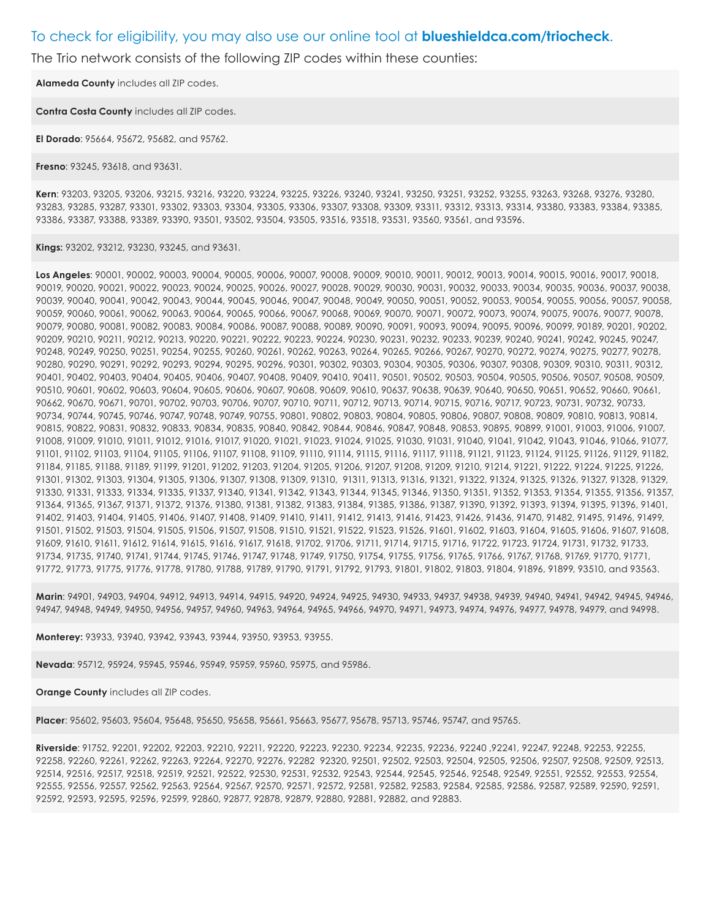To check for eligibility, you may also use our online tool at **blueshieldca.com/triocheck**.

The Trio network consists of the following ZIP codes within these counties:

**Alameda County** includes all ZIP codes.

**Contra Costa County** includes all ZIP codes.

**El Dorado**: 95664, 95672, 95682, and 95762.

**Fresno**: 93245, 93618, and 93631.

**Kern**: 93203, 93205, 93206, 93215, 93216, 93220, 93224, 93225, 93226, 93240, 93241, 93250, 93251, 93252, 93255, 93263, 93268, 93276, 93280, 93283, 93285, 93287, 93301, 93302, 93303, 93304, 93305, 93306, 93307, 93308, 93309, 93311, 93312, 93313, 93314, 93380, 93383, 93384, 93385, 93386, 93387, 93388, 93389, 93390, 93501, 93502, 93504, 93505, 93516, 93518, 93531, 93560, 93561, and 93596.

**Kings:** 93202, 93212, 93230, 93245, and 93631.

**Los Angeles**: 90001, 90002, 90003, 90004, 90005, 90006, 90007, 90008, 90009, 90010, 90011, 90012, 90013, 90014, 90015, 90016, 90017, 90018, 90019, 90020, 90021, 90022, 90023, 90024, 90025, 90026, 90027, 90028, 90029, 90030, 90031, 90032, 90033, 90034, 90035, 90036, 90037, 90038, 90039, 90040, 90041, 90042, 90043, 90044, 90045, 90046, 90047, 90048, 90049, 90050, 90051, 90052, 90053, 90054, 90055, 90056, 90057, 90058, 90059, 90060, 90061, 90062, 90063, 90064, 90065, 90066, 90067, 90068, 90069, 90070, 90071, 90072, 90073, 90074, 90075, 90076, 90077, 90078, 90079, 90080, 90081, 90082, 90083, 90084, 90086, 90087, 90088, 90089, 90090, 90091, 90093, 90094, 90095, 90096, 90099, 90189, 90201, 90202, 90209, 90210, 90211, 90212, 90213, 90220, 90221, 90222, 90223, 90224, 90230, 90231, 90232, 90233, 90239, 90240, 90241, 90242, 90245, 90247, 90248, 90249, 90250, 90251, 90254, 90255, 90260, 90261, 90262, 90263, 90264, 90265, 90266, 90267, 90270, 90272, 90274, 90275, 90277, 90278, 90280, 90290, 90291, 90292, 90293, 90294, 90295, 90296, 90301, 90302, 90303, 90304, 90305, 90306, 90307, 90308, 90309, 90310, 90311, 90312, 90401, 90402, 90403, 90404, 90405, 90406, 90407, 90408, 90409, 90410, 90411, 90501, 90502, 90503, 90504, 90505, 90506, 90507, 90508, 90509, 90510, 90601, 90602, 90603, 90604, 90605, 90606, 90607, 90608, 90609, 90610, 90637, 90638, 90639, 90640, 90650, 90651, 90652, 90660, 90661, 90662, 90670, 90671, 90701, 90702, 90703, 90706, 90707, 90710, 90711, 90712, 90713, 90714, 90715, 90716, 90717, 90723, 90731, 90732, 90733, 90734, 90744, 90745, 90746, 90747, 90748, 90749, 90755, 90801, 90802, 90803, 90804, 90805, 90806, 90807, 90808, 90809, 90810, 90813, 90814, 90815, 90822, 90831, 90832, 90833, 90834, 90835, 90840, 90842, 90844, 90846, 90847, 90848, 90853, 90895, 90899, 91001, 91003, 91006, 91007, 91008, 91009, 91010, 91011, 91012, 91016, 91017, 91020, 91021, 91023, 91024, 91025, 91030, 91031, 91040, 91041, 91042, 91043, 91046, 91066, 91077, 91101, 91102, 91103, 91104, 91105, 91106, 91107, 91108, 91109, 91110, 91114, 91115, 91116, 91117, 91118, 91121, 91123, 91124, 91125, 91126, 91129, 91182, 91184, 91185, 91188, 91189, 91199, 91201, 91202, 91203, 91204, 91205, 91206, 91207, 91208, 91209, 91210, 91214, 91221, 91222, 91224, 91225, 91226, 91301, 91302, 91303, 91304, 91305, 91306, 91307, 91308, 91309, 91310, 91311, 91313, 91316, 91321, 91322, 91324, 91325, 91326, 91327, 91328, 91329, 91330, 91331, 91333, 91334, 91335, 91337, 91340, 91341, 91342, 91343, 91344, 91345, 91346, 91350, 91351, 91352, 91353, 91354, 91355, 91356, 91357, 91364, 91365, 91367, 91371, 91372, 91376, 91380, 91381, 91382, 91383, 91384, 91385, 91386, 91387, 91390, 91392, 91393, 91394, 91395, 91396, 91401, 91402, 91403, 91404, 91405, 91406, 91407, 91408, 91409, 91410, 91411, 91412, 91413, 91416, 91423, 91426, 91436, 91470, 91482, 91495, 91496, 91499, 91501, 91502, 91503, 91504, 91505, 91506, 91507, 91508, 91510, 91521, 91522, 91523, 91526, 91601, 91602, 91603, 91604, 91605, 91606, 91607, 91608, 91609, 91610, 91611, 91612, 91614, 91615, 91616, 91617, 91618, 91702, 91706, 91711, 91714, 91715, 91716, 91722, 91723, 91724, 91731, 91732, 91733, 91734, 91735, 91740, 91741, 91744, 91745, 91746, 91747, 91748, 91749, 91750, 91754, 91755, 91756, 91765, 91766, 91767, 91768, 91769, 91770, 91771, 91772, 91773, 91775, 91776, 91778, 91780, 91788, 91789, 91790, 91791, 91792, 91793, 91801, 91802, 91803, 91804, 91896, 91899, 93510, and 93563.

**Marin**: 94901, 94903, 94904, 94912, 94913, 94914, 94915, 94920, 94924, 94925, 94930, 94933, 94937, 94938, 94939, 94940, 94941, 94942, 94945, 94946, 94947, 94948, 94949, 94950, 94956, 94957, 94960, 94963, 94964, 94965, 94966, 94970, 94971, 94973, 94974, 94976, 94977, 94978, 94979, and 94998.

**Monterey:** 93933, 93940, 93942, 93943, 93944, 93950, 93953, 93955.

**Nevada**: 95712, 95924, 95945, 95946, 95949, 95959, 95960, 95975, and 95986.

**Orange County** includes all ZIP codes.

**Placer**: 95602, 95603, 95604, 95648, 95650, 95658, 95661, 95663, 95677, 95678, 95713, 95746, 95747, and 95765.

**Riverside**: 91752, 92201, 92202, 92203, 92210, 92211, 92220, 92223, 92230, 92234, 92235, 92236, 92240 ,92241, 92247, 92248, 92253, 92255, 92258, 92260, 92261, 92262, 92263, 92264, 92270, 92276, 92282 92320, 92501, 92502, 92503, 92504, 92505, 92506, 92507, 92508, 92509, 92513, 92514, 92516, 92517, 92518, 92519, 92521, 92522, 92530, 92531, 92532, 92543, 92544, 92545, 92546, 92548, 92549, 92551, 92552, 92553, 92554, 92555, 92556, 92557, 92562, 92563, 92564, 92567, 92570, 92571, 92572, 92581, 92582, 92583, 92584, 92585, 92586, 92587, 92589, 92590, 92591, 92592, 92593, 92595, 92596, 92599, 92860, 92877, 92878, 92879, 92880, 92881, 92882, and 92883.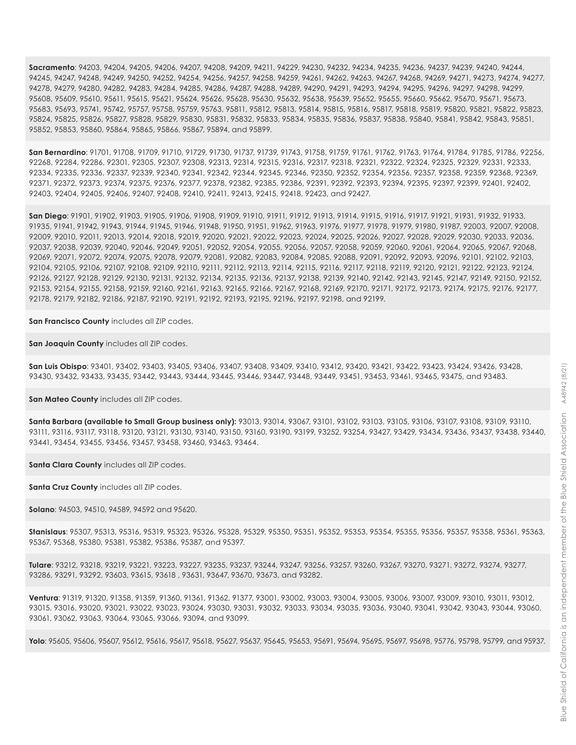**Sacramento**: 94203, 94204, 94205, 94206, 94207, 94208, 94209, 94211, 94229, 94230, 94232, 94234, 94235, 94236, 94237, 94239, 94240, 94244, 94245, 94247, 94248, 94249, 94250, 94252, 94254, 94256, 94257, 94258, 94259, 94261, 94262, 94263, 94267, 94268, 94269, 94271, 94273, 94274, 94277, 94278, 94279, 94280, 94282, 94283, 94284, 94285, 94286, 94287, 94288, 94289, 94290, 94291, 94293, 94294, 94295, 94296, 94297, 94298, 94299, 95608, 95609, 95610, 95611, 95615, 95621, 95624, 95626, 95628, 95630, 95632, 95638, 95639, 95652, 95655, 95660, 95662, 95670, 95671, 95673, 95683, 95693, 95741, 95742, 95757, 95758, 95759, 95763, 95811, 95812, 95813, 95814, 95815, 95816, 95817, 95818, 95819, 95820, 95821, 95822, 95823, 95824, 95825, 95826, 95827, 95828, 95829, 95830, 95831, 95832, 95833, 95834, 95835, 95836, 95837, 95838, 95840, 95841, 95842, 95843, 95851, 95852, 95853, 95860, 95864, 95865, 95866, 95867, 95894, and 95899.

**San Bernardino**: 91701, 91708, 91709, 91710, 91729, 91730, 91737, 91739, 91743, 91758, 91759, 91761, 91762, 91763, 91764, 91784, 91785, 91786, 92256, 92268, 92284, 92286, 92301, 92305, 92307, 92308, 92313, 92314, 92315, 92316, 92317, 92318, 92321, 92322, 92324, 92325, 92329, 92331, 92333, 92334, 92335, 92336, 92337, 92339, 92340, 92341, 92342, 92344, 92345, 92346, 92350, 92352, 92354, 92356, 92357, 92358, 92359, 92368, 92369, 92371, 92372, 92373, 92374, 92375, 92376, 92377, 92378, 92382, 92385, 92386, 92391, 92392, 92393, 92394, 92395, 92397, 92399, 92401, 92402, 92403, 92404, 92405, 92406, 92407, 92408, 92410, 92411, 92413, 92415, 92418, 92423, and 92427.

**San Diego**: 91901, 91902, 91903, 91905, 91906, 91908, 91909, 91910, 91911, 91912, 91913, 91914, 91915, 91916, 91917, 91921, 91931, 91932, 91933, 91935, 91941, 91942, 91943, 91944, 91945, 91946, 91948, 91950, 91951, 91962, 91963, 91976, 91977, 91978, 91979, 91980, 91987, 92003, 92007, 92008, 92009, 92010, 92011, 92013, 92014, 92018, 92019, 92020, 92021, 92022, 92023, 92024, 92025, 92026, 92027, 92028, 92029, 92030, 92033, 92036, 92037, 92038, 92039, 92040, 92046, 92049, 92051, 92052, 92054, 92055, 92056, 92057, 92058, 92059, 92060, 92061, 92064, 92065, 92067, 92068, 92069, 92071, 92072, 92074, 92075, 92078, 92079, 92081, 92082, 92083, 92084, 92085, 92088, 92091, 92092, 92093, 92096, 92101, 92102, 92103, 92104, 92105, 92106, 92107, 92108, 92109, 92110, 92111, 92112, 92113, 92114, 92115, 92116, 92117, 92118, 92119, 92120, 92121, 92122, 92123, 92124, 92126, 92127, 92128, 92129, 92130, 92131, 92132, 92134, 92135, 92136, 92137, 92138, 92139, 92140, 92142, 92143, 92145, 92147, 92149, 92150, 92152, 92153, 92154, 92155, 92158, 92159, 92160, 92161, 92163, 92165, 92166, 92167, 92168, 92169, 92170, 92171, 92172, 92173, 92174, 92175, 92176, 92177, 92178, 92179, 92182, 92186, 92187, 92190, 92191, 92192, 92193, 92195, 92196, 92197, 92198, and 92199.

**San Francisco County** includes all ZIP codes.

**San Joaquin County** includes all ZIP codes.

**San Luis Obispo**: 93401, 93402, 93403, 93405, 93406, 93407, 93408, 93409, 93410, 93412, 93420, 93421, 93422, 93423, 93424, 93426, 93428, 93430, 93432, 93433, 93435, 93442, 93443, 93444, 93445, 93446, 93447, 93448, 93449, 93451, 93453, 93461, 93465, 93475, and 93483.

**San Mateo County** includes all ZIP codes.

**Santa Barbara (available to Small Group business only):** 93013, 93014, 93067, 93101, 93102, 93103, 93105, 93106, 93107, 93108, 93109, 93110, 93111, 93116, 93117, 93118, 93120, 93121, 93130, 93140, 93150, 93160, 93190, 93199, 93252, 93254, 93427, 93429, 93434, 93436, 93437, 93438, 93440, 93441, 93454, 93455, 93456, 93457, 93458, 93460, 93463, 93464.

**Santa Clara County** includes all ZIP codes.

**Santa Cruz County** includes all ZIP codes.

**Solano**: 94503, 94510, 94589, 94592 and 95620.

**Stanislaus**: 95307, 95313, 95316, 95319, 95323, 95326, 95328, 95329, 95350, 95351, 95352, 95353, 95354, 95355, 95356, 95357, 95358, 95361, 95363, 95367, 95368, 95380, 95381, 95382, 95386, 95387, and 95397.

**Tulare**: 93212, 93218, 93219, 93221, 93223, 93227, 93235, 93237, 93244, 93247, 93256, 93257, 93260, 93267, 93270, 93271, 93272, 93274, 93277, 93286, 93291, 93292, 93603, 93615, 93618 , 93631, 93647, 93670, 93673, and 93282.

**Ventura**: 91319, 91320, 91358, 91359, 91360, 91361, 91362, 91377, 93001, 93002, 93003, 93004, 93005, 93006, 93007, 93009, 93010, 93011, 93012, 93015, 93016, 93020, 93021, 93022, 93023, 93024, 93030, 93031, 93032, 93033, 93034, 93035, 93036, 93040, 93041, 93042, 93043, 93044, 93060, 93061, 93062, 93063, 93064, 93065, 93066, 93094, and 93099.

**Yolo**: 95605, 95606, 95607, 95612, 95616, 95617, 95618, 95627, 95637, 95645, 95653, 95691, 95694, 95695, 95697, 95698, 95776, 95798, 95799, and 95937.

Blue Shield of California is an independent member of the Blue Shield Association A48942 (8/21)